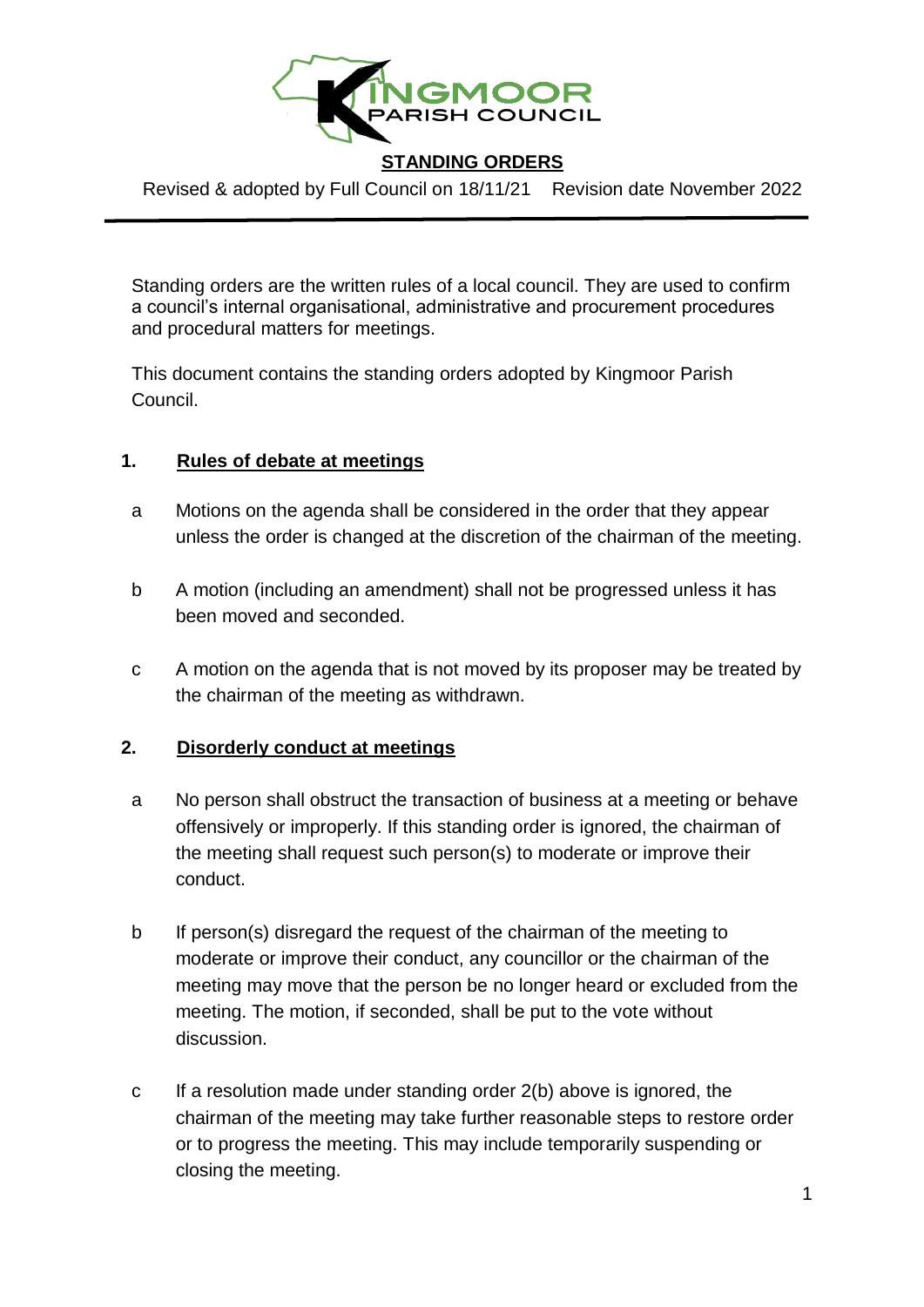KINGMOOR PARISH COUNCIL

# STANDING ORDERS

Revised & adopted by Full Council on 18/11/21    Revision date November 2022

---

Standing orders are the written rules of a local council. They are used to confirm a council's internal organisational, administrative and procurement procedures and procedural matters for meetings.

This document contains the standing orders adopted by Kingmoor Parish Council.

## 1. Rules of debate at meetings

a Motions on the agenda shall be considered in the order that they appear unless the order is changed at the discretion of the chairman of the meeting.

b A motion (including an amendment) shall not be progressed unless it has been moved and seconded.

c A motion on the agenda that is not moved by its proposer may be treated by the chairman of the meeting as withdrawn.

## 2. Disorderly conduct at meetings

a No person shall obstruct the transaction of business at a meeting or behave offensively or improperly. If this standing order is ignored, the chairman of the meeting shall request such person(s) to moderate or improve their conduct.

b If person(s) disregard the request of the chairman of the meeting to moderate or improve their conduct, any councillor or the chairman of the meeting may move that the person be no longer heard or excluded from the meeting. The motion, if seconded, shall be put to the vote without discussion.

c If a resolution made under standing order 2(b) above is ignored, the chairman of the meeting may take further reasonable steps to restore order or to progress the meeting. This may include temporarily suspending or closing the meeting.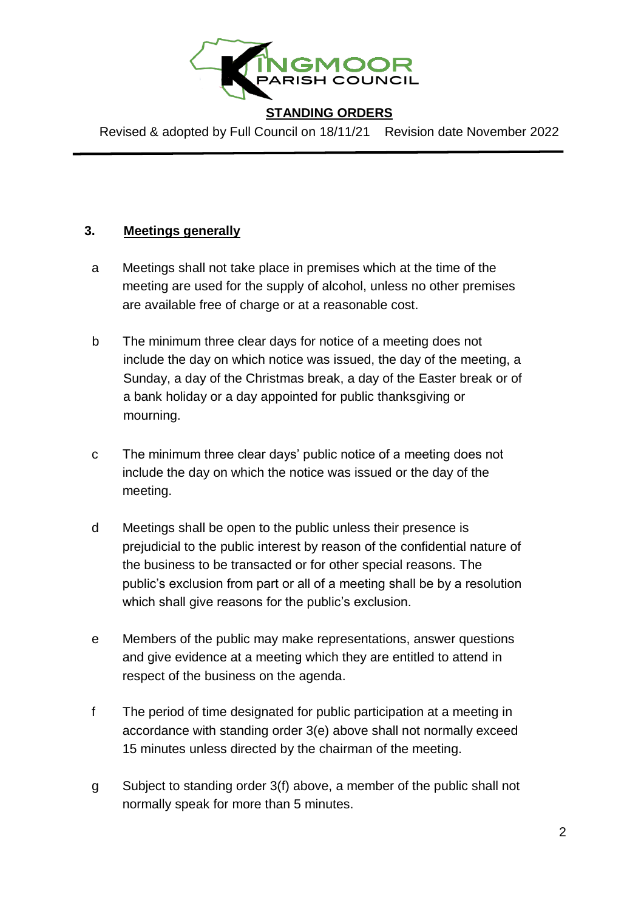## 3. Meetings generally

a. Meetings shall not take place in premises which at the time of the meeting are used for the supply of alcohol, unless no other premises are available free of charge or at a reasonable cost.

b. The minimum three clear days for notice of a meeting does not include the day on which notice was issued, the day of the meeting, a Sunday, a day of the Christmas break, a day of the Easter break or of a bank holiday or a day appointed for public thanksgiving or mourning.

c. The minimum three clear days' public notice of a meeting does not include the day on which the notice was issued or the day of the meeting.

d. Meetings shall be open to the public unless their presence is prejudicial to the public interest by reason of the confidential nature of the business to be transacted or for other special reasons. The public's exclusion from part or all of a meeting shall be by a resolution which shall give reasons for the public's exclusion.

e. Members of the public may make representations, answer questions and give evidence at a meeting which they are entitled to attend in respect of the business on the agenda.

f. The period of time designated for public participation at a meeting in accordance with standing order 3(e) above shall not normally exceed 15 minutes unless directed by the chairman of the meeting.

g. Subject to standing order 3(f) above, a member of the public shall not normally speak for more than 5 minutes.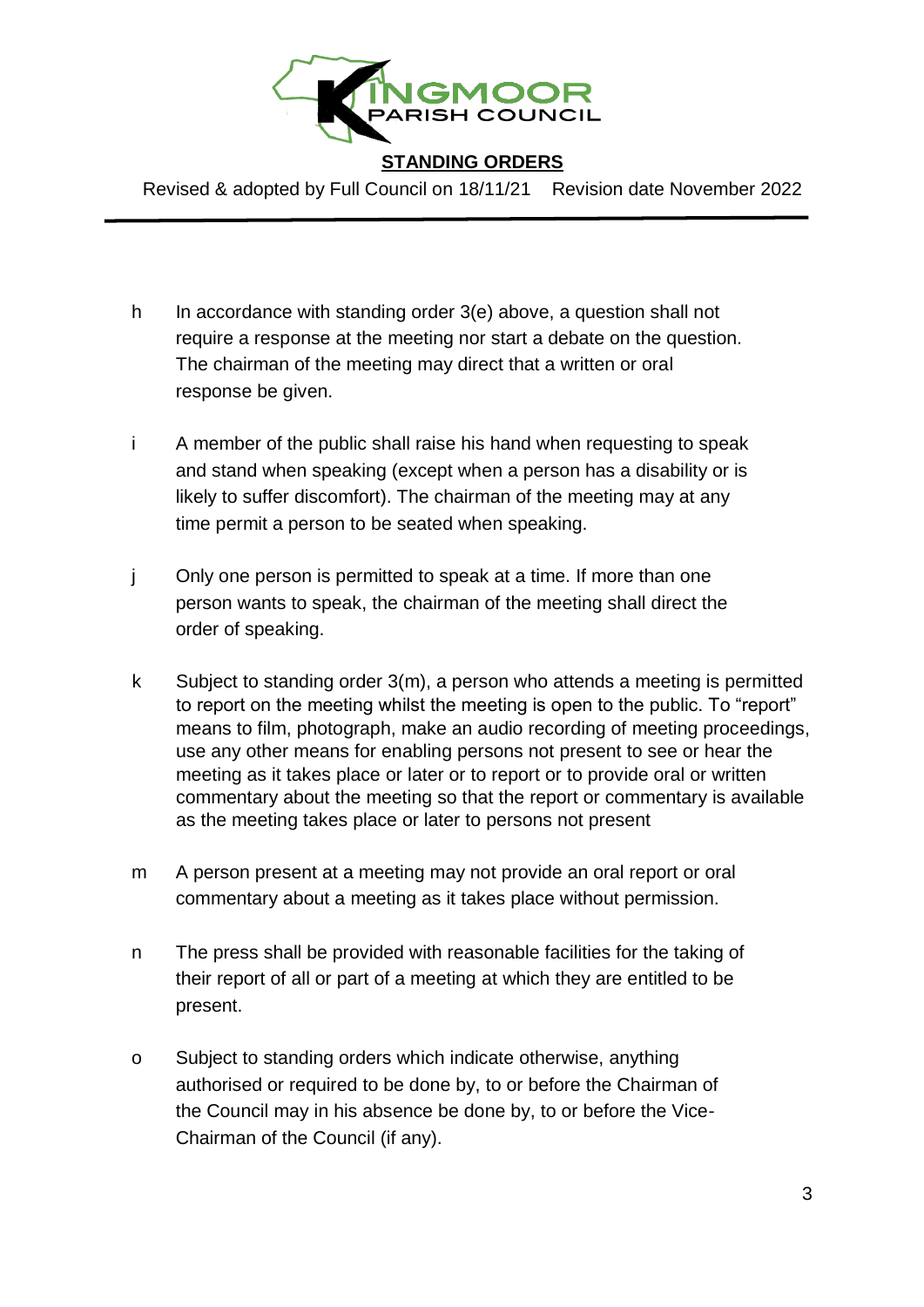h In accordance with standing order 3(e) above, a question shall not require a response at the meeting nor start a debate on the question. The chairman of the meeting may direct that a written or oral response be given.

i A member of the public shall raise his hand when requesting to speak and stand when speaking (except when a person has a disability or is likely to suffer discomfort). The chairman of the meeting may at any time permit a person to be seated when speaking.

j Only one person is permitted to speak at a time. If more than one person wants to speak, the chairman of the meeting shall direct the order of speaking.

k Subject to standing order 3(m), a person who attends a meeting is permitted to report on the meeting whilst the meeting is open to the public. To "report" means to film, photograph, make an audio recording of meeting proceedings, use any other means for enabling persons not present to see or hear the meeting as it takes place or later or to report or to provide oral or written commentary about the meeting so that the report or commentary is available as the meeting takes place or later to persons not present

m A person present at a meeting may not provide an oral report or oral commentary about a meeting as it takes place without permission.

n The press shall be provided with reasonable facilities for the taking of their report of all or part of a meeting at which they are entitled to be present.

o Subject to standing orders which indicate otherwise, anything authorised or required to be done by, to or before the Chairman of the Council may in his absence be done by, to or before the Vice-Chairman of the Council (if any).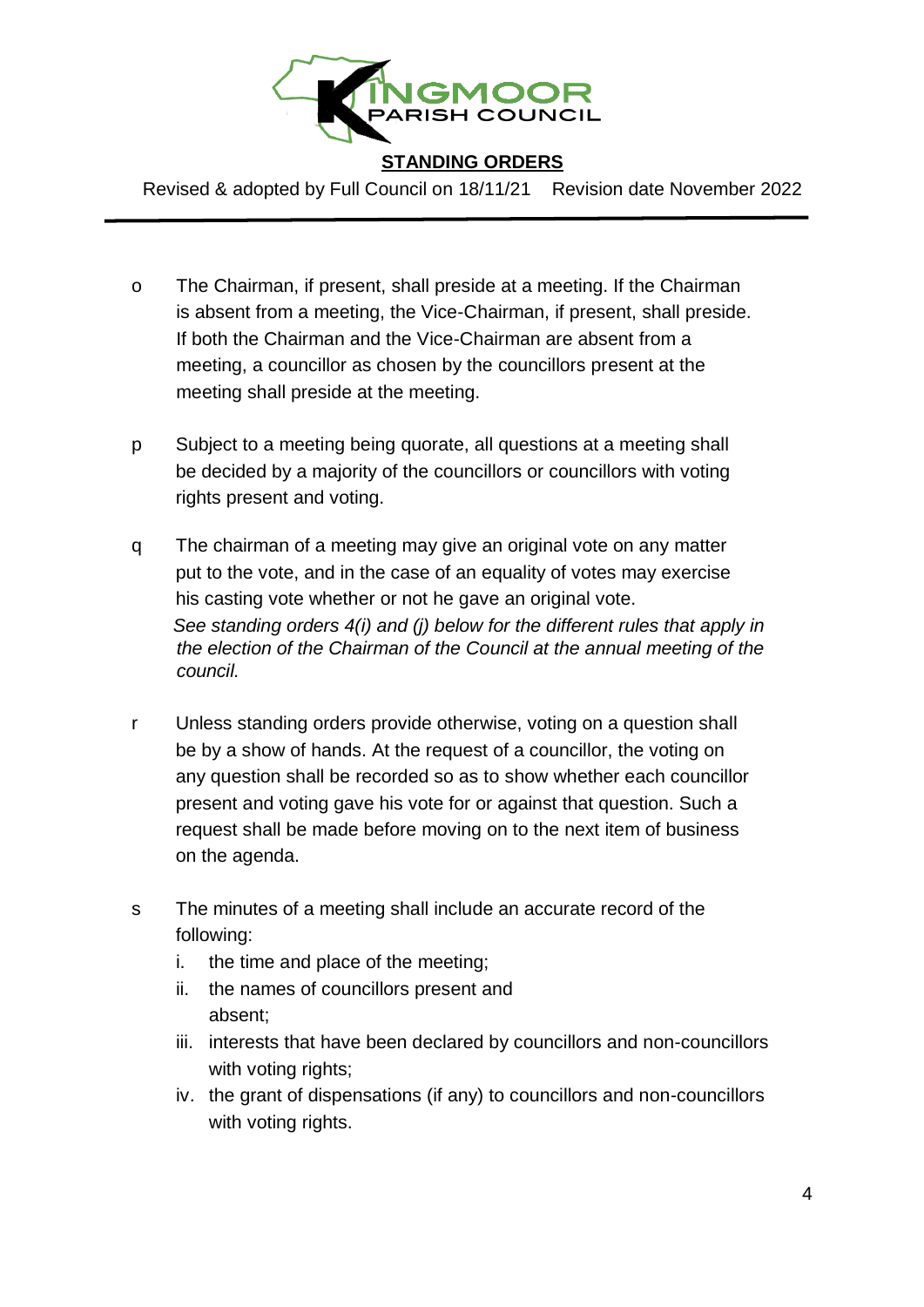o The Chairman, if present, shall preside at a meeting. If the Chairman is absent from a meeting, the Vice-Chairman, if present, shall preside. If both the Chairman and the Vice-Chairman are absent from a meeting, a councillor as chosen by the councillors present at the meeting shall preside at the meeting.

p Subject to a meeting being quorate, all questions at a meeting shall be decided by a majority of the councillors or councillors with voting rights present and voting.

q The chairman of a meeting may give an original vote on any matter put to the vote, and in the case of an equality of votes may exercise his casting vote whether or not he gave an original vote.
*See standing orders 4(i) and (j) below for the different rules that apply in the election of the Chairman of the Council at the annual meeting of the council.*

r Unless standing orders provide otherwise, voting on a question shall be by a show of hands. At the request of a councillor, the voting on any question shall be recorded so as to show whether each councillor present and voting gave his vote for or against that question. Such a request shall be made before moving on to the next item of business on the agenda.

s The minutes of a meeting shall include an accurate record of the following:

i. the time and place of the meeting;
ii. the names of councillors present and absent;
iii. interests that have been declared by councillors and non-councillors with voting rights;
iv. the grant of dispensations (if any) to councillors and non-councillors with voting rights.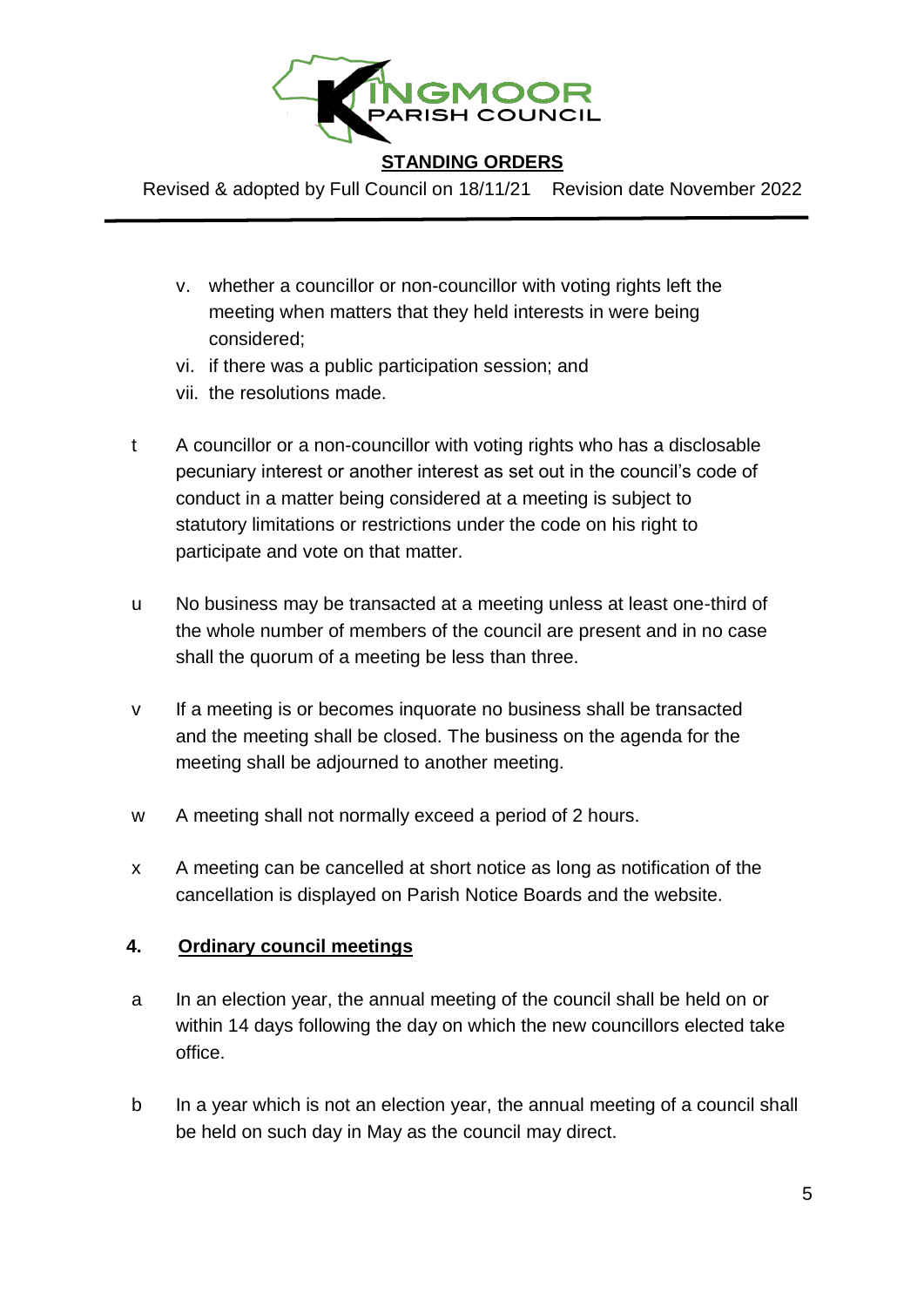v. whether a councillor or non-councillor with voting rights left the meeting when matters that they held interests in were being considered;
vi. if there was a public participation session; and
vii. the resolutions made.

t A councillor or a non-councillor with voting rights who has a disclosable pecuniary interest or another interest as set out in the council's code of conduct in a matter being considered at a meeting is subject to statutory limitations or restrictions under the code on his right to participate and vote on that matter.

u No business may be transacted at a meeting unless at least one-third of the whole number of members of the council are present and in no case shall the quorum of a meeting be less than three.

v If a meeting is or becomes inquorate no business shall be transacted and the meeting shall be closed. The business on the agenda for the meeting shall be adjourned to another meeting.

w A meeting shall not normally exceed a period of 2 hours.

x A meeting can be cancelled at short notice as long as notification of the cancellation is displayed on Parish Notice Boards and the website.

## 4. Ordinary council meetings

a In an election year, the annual meeting of the council shall be held on or within 14 days following the day on which the new councillors elected take office.

b In a year which is not an election year, the annual meeting of a council shall be held on such day in May as the council may direct.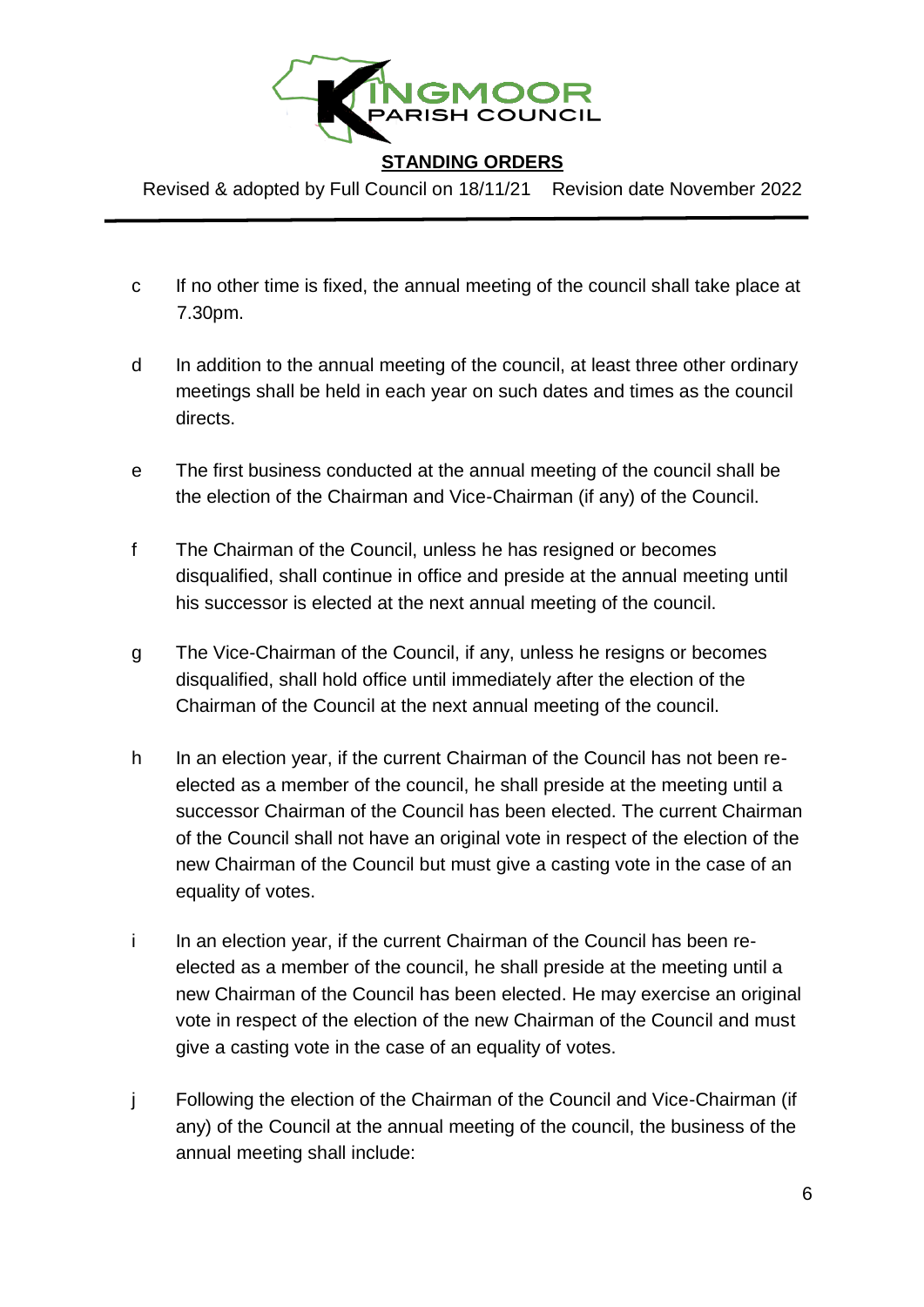c If no other time is fixed, the annual meeting of the council shall take place at 7.30pm.

d In addition to the annual meeting of the council, at least three other ordinary meetings shall be held in each year on such dates and times as the council directs.

e The first business conducted at the annual meeting of the council shall be the election of the Chairman and Vice-Chairman (if any) of the Council.

f The Chairman of the Council, unless he has resigned or becomes disqualified, shall continue in office and preside at the annual meeting until his successor is elected at the next annual meeting of the council.

g The Vice-Chairman of the Council, if any, unless he resigns or becomes disqualified, shall hold office until immediately after the election of the Chairman of the Council at the next annual meeting of the council.

h In an election year, if the current Chairman of the Council has not been re-elected as a member of the council, he shall preside at the meeting until a successor Chairman of the Council has been elected. The current Chairman of the Council shall not have an original vote in respect of the election of the new Chairman of the Council but must give a casting vote in the case of an equality of votes.

i In an election year, if the current Chairman of the Council has been re-elected as a member of the council, he shall preside at the meeting until a new Chairman of the Council has been elected. He may exercise an original vote in respect of the election of the new Chairman of the Council and must give a casting vote in the case of an equality of votes.

j Following the election of the Chairman of the Council and Vice-Chairman (if any) of the Council at the annual meeting of the council, the business of the annual meeting shall include: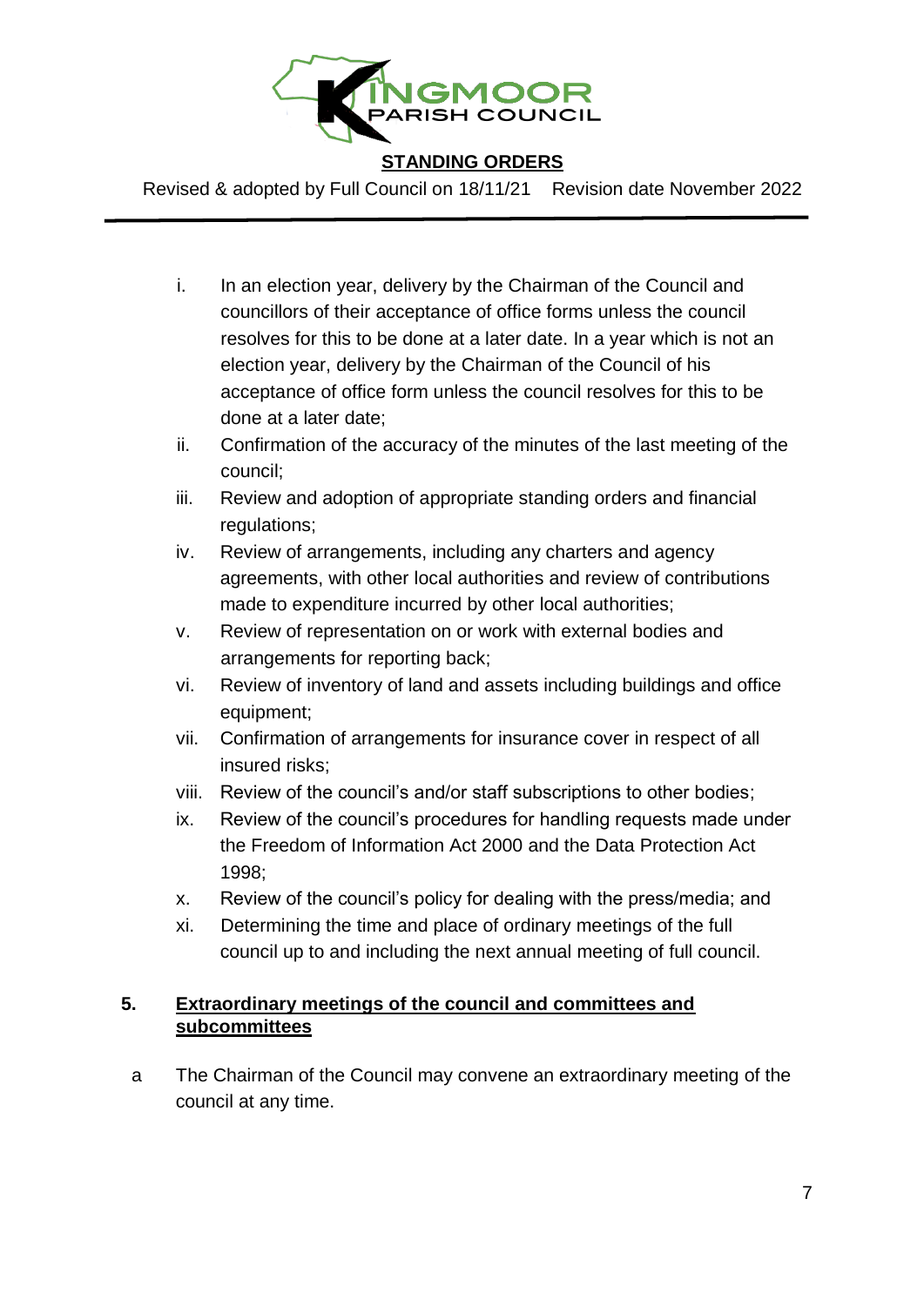i. In an election year, delivery by the Chairman of the Council and councillors of their acceptance of office forms unless the council resolves for this to be done at a later date. In a year which is not an election year, delivery by the Chairman of the Council of his acceptance of office form unless the council resolves for this to be done at a later date;
ii. Confirmation of the accuracy of the minutes of the last meeting of the council;
iii. Review and adoption of appropriate standing orders and financial regulations;
iv. Review of arrangements, including any charters and agency agreements, with other local authorities and review of contributions made to expenditure incurred by other local authorities;
v. Review of representation on or work with external bodies and arrangements for reporting back;
vi. Review of inventory of land and assets including buildings and office equipment;
vii. Confirmation of arrangements for insurance cover in respect of all insured risks;
viii. Review of the council's and/or staff subscriptions to other bodies;
ix. Review of the council's procedures for handling requests made under the Freedom of Information Act 2000 and the Data Protection Act 1998;
x. Review of the council's policy for dealing with the press/media; and
xi. Determining the time and place of ordinary meetings of the full council up to and including the next annual meeting of full council.

## 5. Extraordinary meetings of the council and committees and subcommittees

a The Chairman of the Council may convene an extraordinary meeting of the council at any time.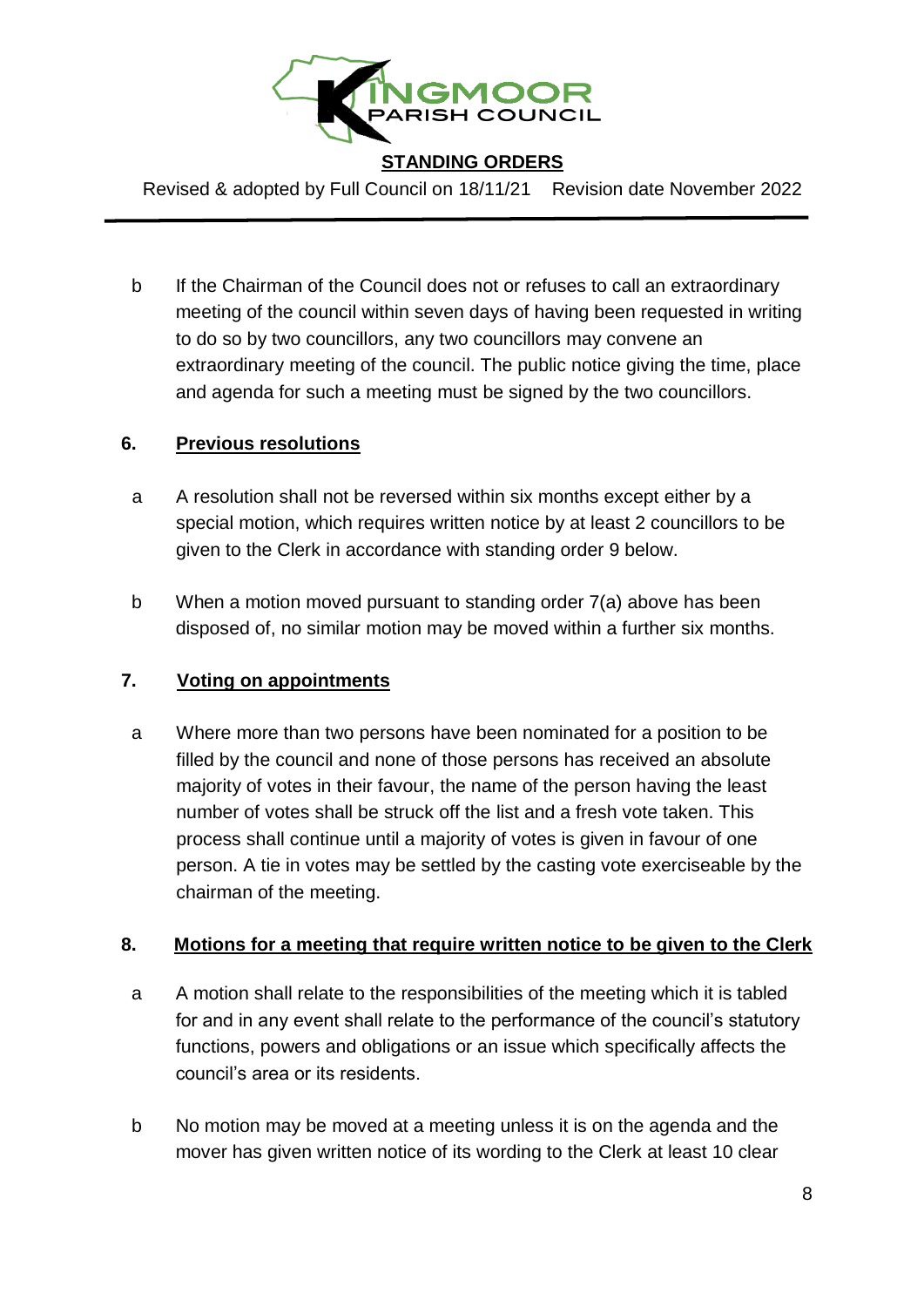b  If the Chairman of the Council does not or refuses to call an extraordinary meeting of the council within seven days of having been requested in writing to do so by two councillors, any two councillors may convene an extraordinary meeting of the council. The public notice giving the time, place and agenda for such a meeting must be signed by the two councillors.

## 6. Previous resolutions

a  A resolution shall not be reversed within six months except either by a special motion, which requires written notice by at least 2 councillors to be given to the Clerk in accordance with standing order 9 below.

b  When a motion moved pursuant to standing order 7(a) above has been disposed of, no similar motion may be moved within a further six months.

## 7. Voting on appointments

a  Where more than two persons have been nominated for a position to be filled by the council and none of those persons has received an absolute majority of votes in their favour, the name of the person having the least number of votes shall be struck off the list and a fresh vote taken. This process shall continue until a majority of votes is given in favour of one person. A tie in votes may be settled by the casting vote exerciseable by the chairman of the meeting.

## 8. Motions for a meeting that require written notice to be given to the Clerk

a  A motion shall relate to the responsibilities of the meeting which it is tabled for and in any event shall relate to the performance of the council's statutory functions, powers and obligations or an issue which specifically affects the council's area or its residents.

b  No motion may be moved at a meeting unless it is on the agenda and the mover has given written notice of its wording to the Clerk at least 10 clear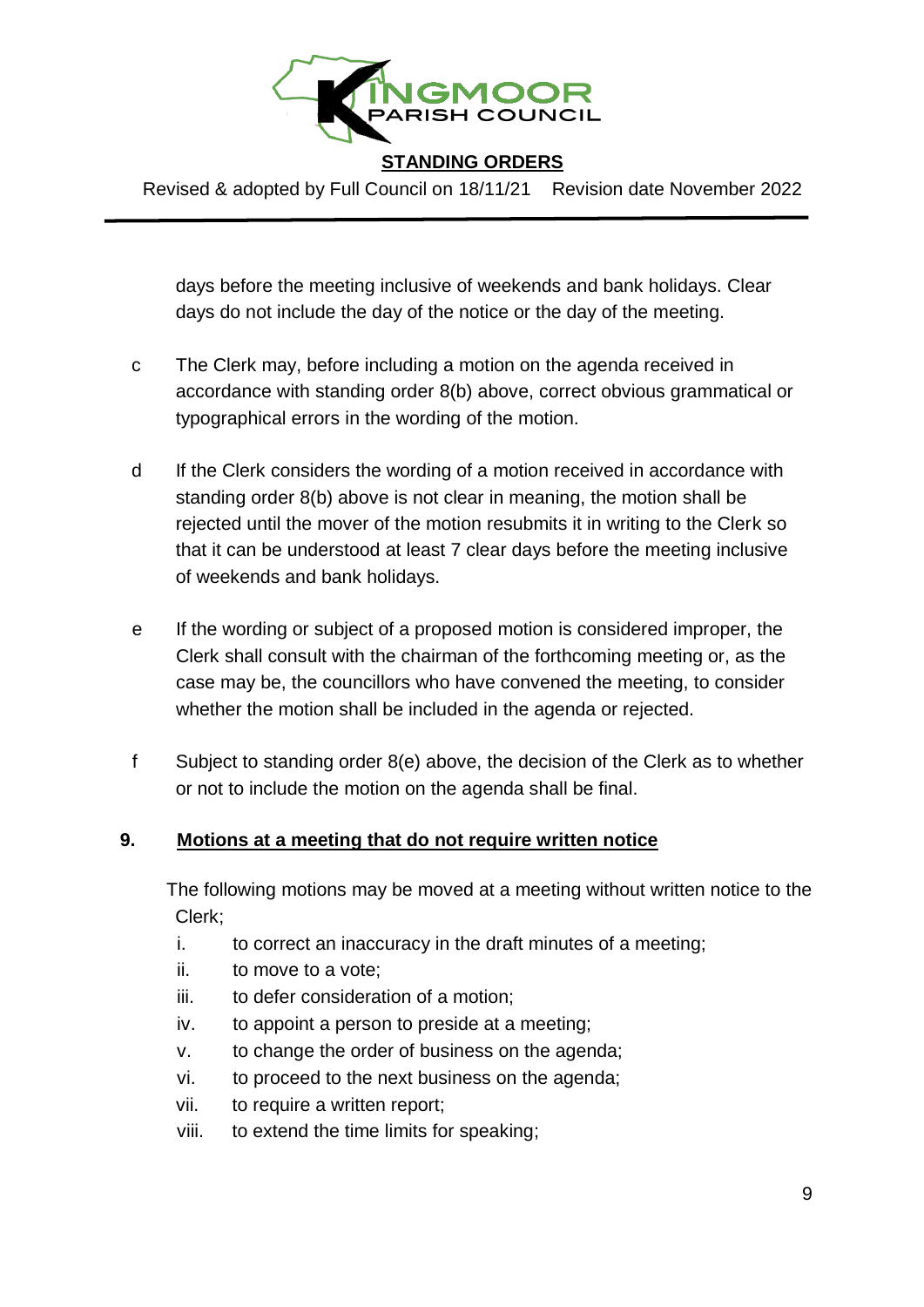days before the meeting inclusive of weekends and bank holidays. Clear days do not include the day of the notice or the day of the meeting.

c The Clerk may, before including a motion on the agenda received in accordance with standing order 8(b) above, correct obvious grammatical or typographical errors in the wording of the motion.

d If the Clerk considers the wording of a motion received in accordance with standing order 8(b) above is not clear in meaning, the motion shall be rejected until the mover of the motion resubmits it in writing to the Clerk so that it can be understood at least 7 clear days before the meeting inclusive of weekends and bank holidays.

e If the wording or subject of a proposed motion is considered improper, the Clerk shall consult with the chairman of the forthcoming meeting or, as the case may be, the councillors who have convened the meeting, to consider whether the motion shall be included in the agenda or rejected.

f Subject to standing order 8(e) above, the decision of the Clerk as to whether or not to include the motion on the agenda shall be final.

## 9. Motions at a meeting that do not require written notice

The following motions may be moved at a meeting without written notice to the Clerk;

i. to correct an inaccuracy in the draft minutes of a meeting;
ii. to move to a vote;
iii. to defer consideration of a motion;
iv. to appoint a person to preside at a meeting;
v. to change the order of business on the agenda;
vi. to proceed to the next business on the agenda;
vii. to require a written report;
viii. to extend the time limits for speaking;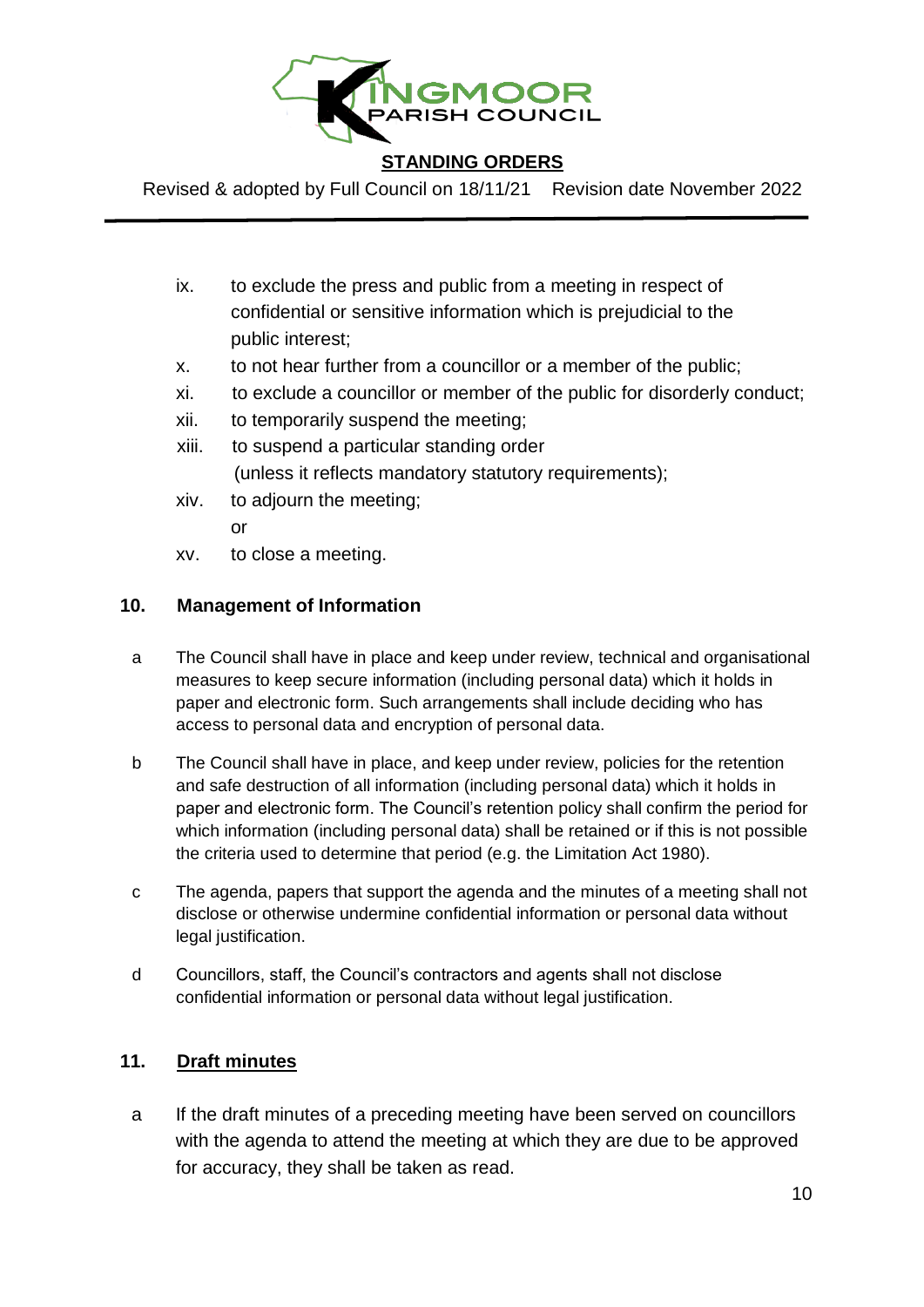ix. to exclude the press and public from a meeting in respect of confidential or sensitive information which is prejudicial to the public interest;

x. to not hear further from a councillor or a member of the public;

xi. to exclude a councillor or member of the public for disorderly conduct;

xii. to temporarily suspend the meeting;

xiii. to suspend a particular standing order (unless it reflects mandatory statutory requirements);

xiv. to adjourn the meeting;
or

xv. to close a meeting.

## 10. Management of Information

a The Council shall have in place and keep under review, technical and organisational measures to keep secure information (including personal data) which it holds in paper and electronic form. Such arrangements shall include deciding who has access to personal data and encryption of personal data.

b The Council shall have in place, and keep under review, policies for the retention and safe destruction of all information (including personal data) which it holds in paper and electronic form. The Council's retention policy shall confirm the period for which information (including personal data) shall be retained or if this is not possible the criteria used to determine that period (e.g. the Limitation Act 1980).

c The agenda, papers that support the agenda and the minutes of a meeting shall not disclose or otherwise undermine confidential information or personal data without legal justification.

d Councillors, staff, the Council's contractors and agents shall not disclose confidential information or personal data without legal justification.

## 11. Draft minutes

a If the draft minutes of a preceding meeting have been served on councillors with the agenda to attend the meeting at which they are due to be approved for accuracy, they shall be taken as read.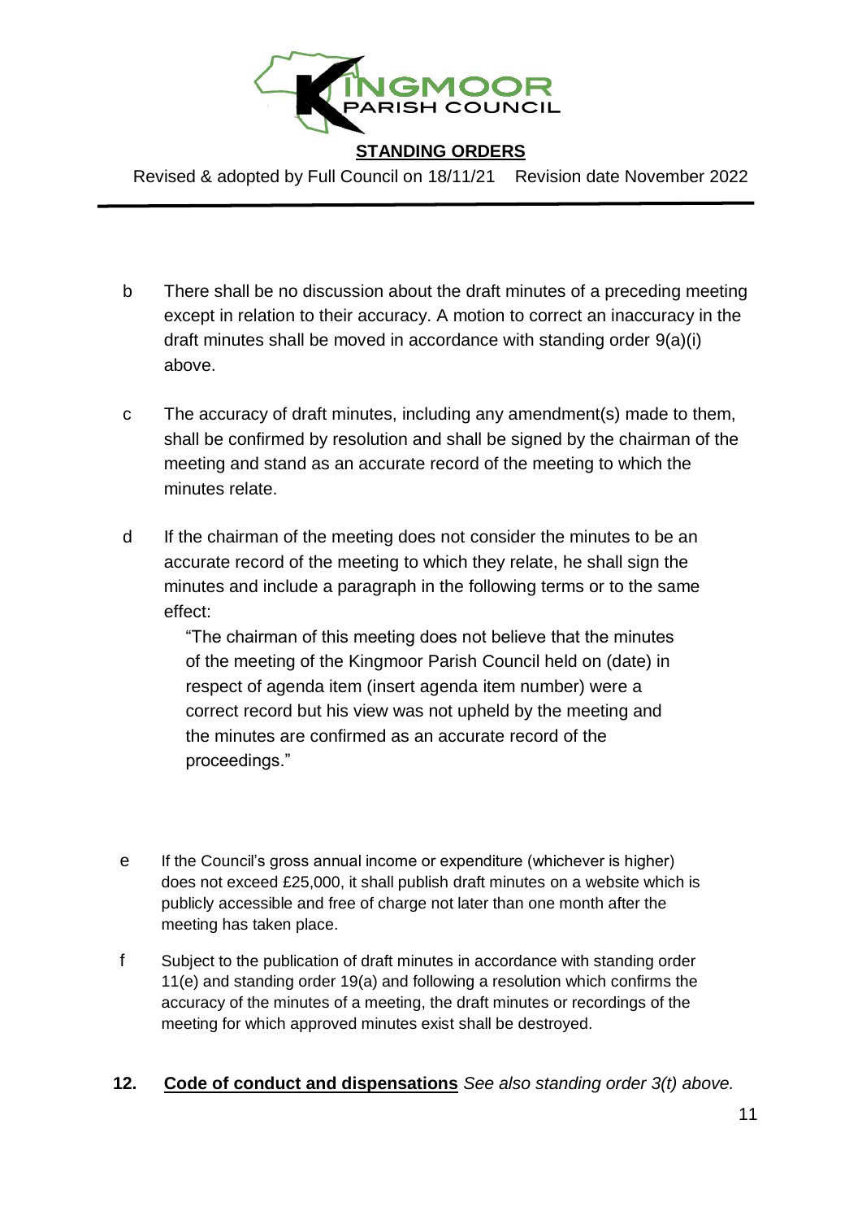b There shall be no discussion about the draft minutes of a preceding meeting except in relation to their accuracy. A motion to correct an inaccuracy in the draft minutes shall be moved in accordance with standing order 9(a)(i) above.

c The accuracy of draft minutes, including any amendment(s) made to them, shall be confirmed by resolution and shall be signed by the chairman of the meeting and stand as an accurate record of the meeting to which the minutes relate.

d If the chairman of the meeting does not consider the minutes to be an accurate record of the meeting to which they relate, he shall sign the minutes and include a paragraph in the following terms or to the same effect:

> "The chairman of this meeting does not believe that the minutes of the meeting of the Kingmoor Parish Council held on (date) in respect of agenda item (insert agenda item number) were a correct record but his view was not upheld by the meeting and the minutes are confirmed as an accurate record of the proceedings."

e If the Council's gross annual income or expenditure (whichever is higher) does not exceed £25,000, it shall publish draft minutes on a website which is publicly accessible and free of charge not later than one month after the meeting has taken place.

f Subject to the publication of draft minutes in accordance with standing order 11(e) and standing order 19(a) and following a resolution which confirms the accuracy of the minutes of a meeting, the draft minutes or recordings of the meeting for which approved minutes exist shall be destroyed.

## 12. Code of conduct and dispensations *See also standing order 3(t) above.*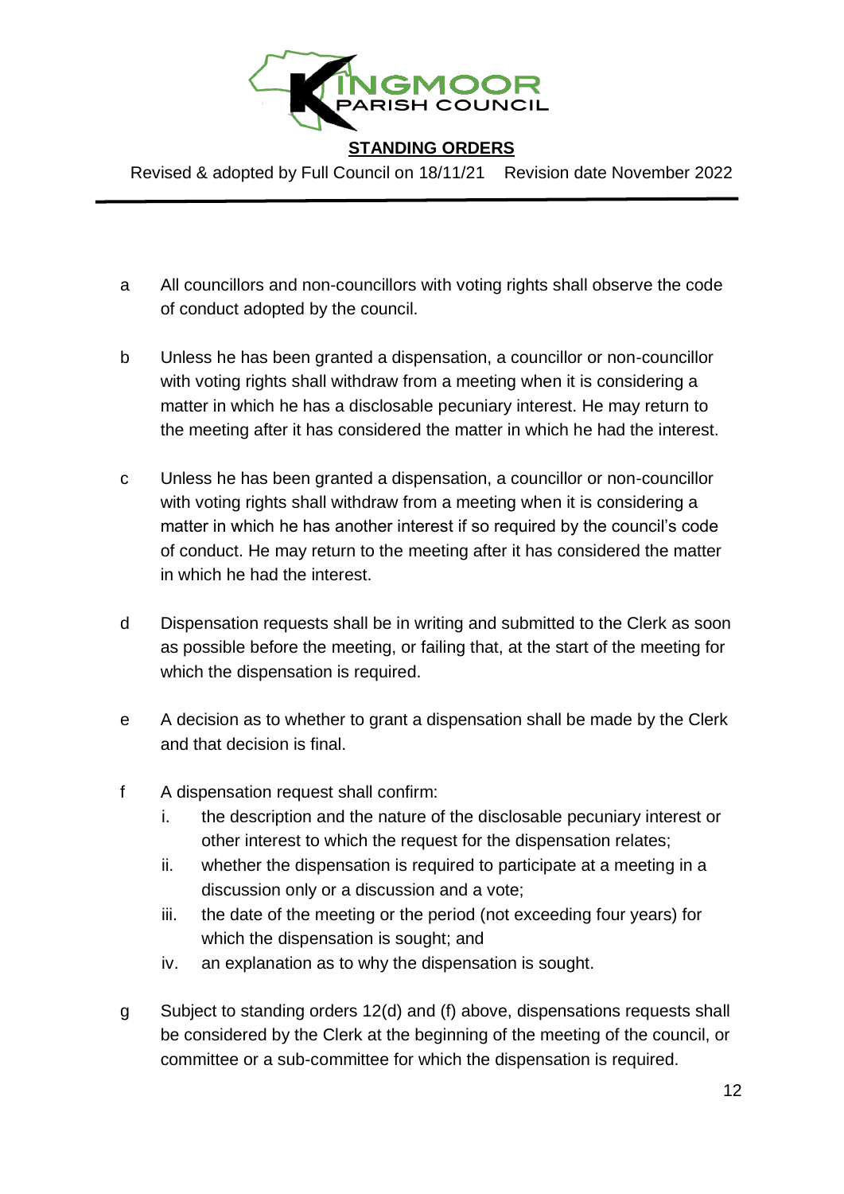a All councillors and non-councillors with voting rights shall observe the code of conduct adopted by the council.

b Unless he has been granted a dispensation, a councillor or non-councillor with voting rights shall withdraw from a meeting when it is considering a matter in which he has a disclosable pecuniary interest. He may return to the meeting after it has considered the matter in which he had the interest.

c Unless he has been granted a dispensation, a councillor or non-councillor with voting rights shall withdraw from a meeting when it is considering a matter in which he has another interest if so required by the council's code of conduct. He may return to the meeting after it has considered the matter in which he had the interest.

d Dispensation requests shall be in writing and submitted to the Clerk as soon as possible before the meeting, or failing that, at the start of the meeting for which the dispensation is required.

e A decision as to whether to grant a dispensation shall be made by the Clerk and that decision is final.

f A dispensation request shall confirm:
   i. the description and the nature of the disclosable pecuniary interest or other interest to which the request for the dispensation relates;
   ii. whether the dispensation is required to participate at a meeting in a discussion only or a discussion and a vote;
   iii. the date of the meeting or the period (not exceeding four years) for which the dispensation is sought; and
   iv. an explanation as to why the dispensation is sought.

g Subject to standing orders 12(d) and (f) above, dispensations requests shall be considered by the Clerk at the beginning of the meeting of the council, or committee or a sub-committee for which the dispensation is required.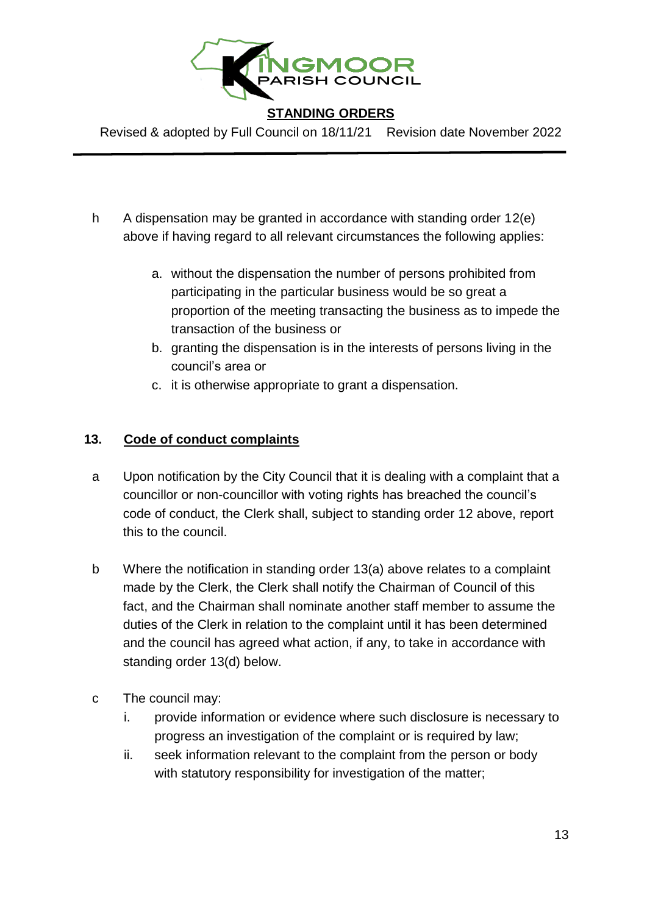h A dispensation may be granted in accordance with standing order 12(e) above if having regard to all relevant circumstances the following applies:

a. without the dispensation the number of persons prohibited from participating in the particular business would be so great a proportion of the meeting transacting the business as to impede the transaction of the business or
b. granting the dispensation is in the interests of persons living in the council's area or
c. it is otherwise appropriate to grant a dispensation.

## 13. Code of conduct complaints

a Upon notification by the City Council that it is dealing with a complaint that a councillor or non-councillor with voting rights has breached the council's code of conduct, the Clerk shall, subject to standing order 12 above, report this to the council.

b Where the notification in standing order 13(a) above relates to a complaint made by the Clerk, the Clerk shall notify the Chairman of Council of this fact, and the Chairman shall nominate another staff member to assume the duties of the Clerk in relation to the complaint until it has been determined and the council has agreed what action, if any, to take in accordance with standing order 13(d) below.

c The council may:

i. provide information or evidence where such disclosure is necessary to progress an investigation of the complaint or is required by law;
ii. seek information relevant to the complaint from the person or body with statutory responsibility for investigation of the matter;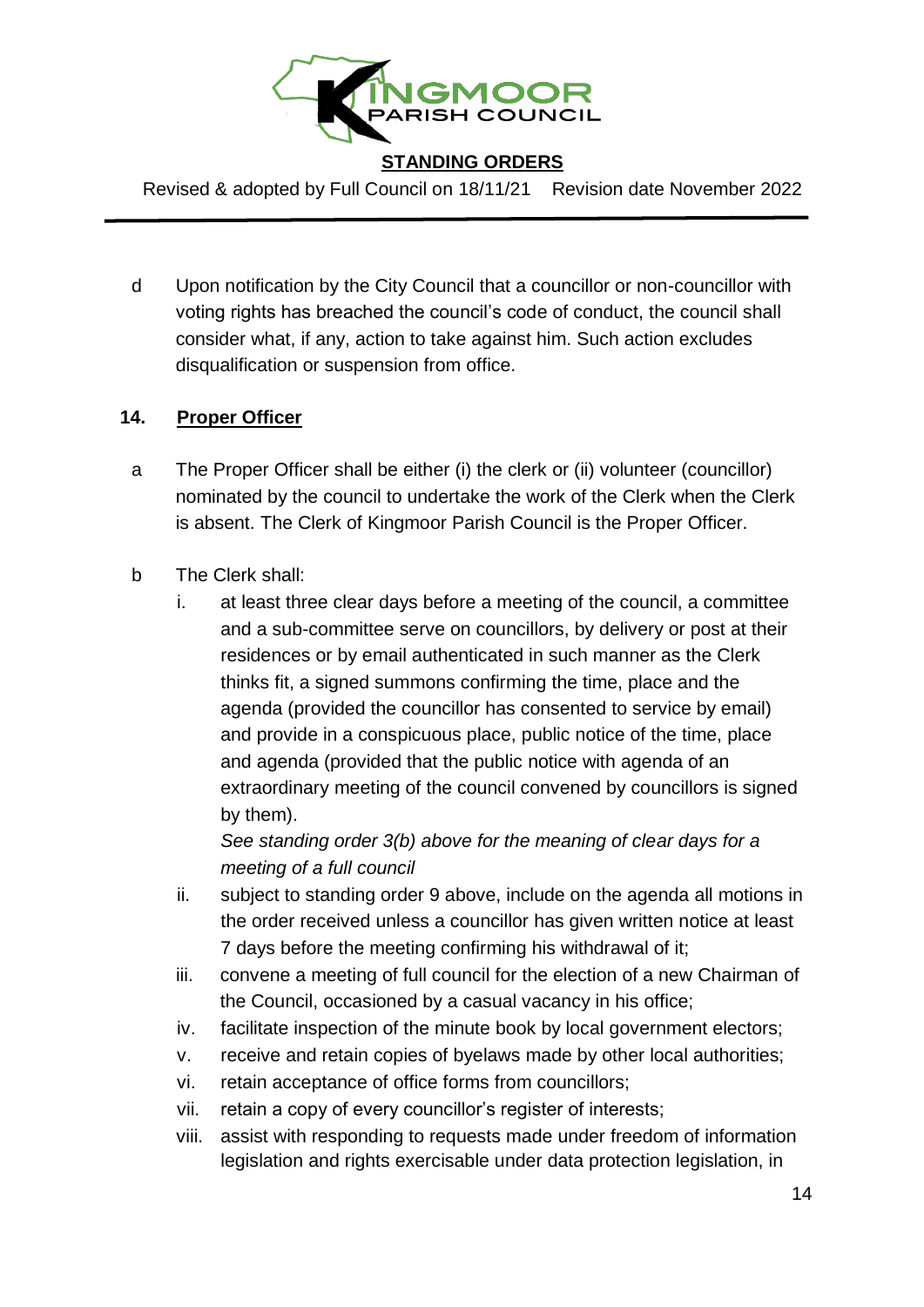d Upon notification by the City Council that a councillor or non-councillor with voting rights has breached the council's code of conduct, the council shall consider what, if any, action to take against him. Such action excludes disqualification or suspension from office.

## 14. Proper Officer

a The Proper Officer shall be either (i) the clerk or (ii) volunteer (councillor) nominated by the council to undertake the work of the Clerk when the Clerk is absent. The Clerk of Kingmoor Parish Council is the Proper Officer.

b The Clerk shall:

i. at least three clear days before a meeting of the council, a committee and a sub-committee serve on councillors, by delivery or post at their residences or by email authenticated in such manner as the Clerk thinks fit, a signed summons confirming the time, place and the agenda (provided the councillor has consented to service by email) and provide in a conspicuous place, public notice of the time, place and agenda (provided that the public notice with agenda of an extraordinary meeting of the council convened by councillors is signed by them).

   *See standing order 3(b) above for the meaning of clear days for a meeting of a full council*

ii. subject to standing order 9 above, include on the agenda all motions in the order received unless a councillor has given written notice at least 7 days before the meeting confirming his withdrawal of it;

iii. convene a meeting of full council for the election of a new Chairman of the Council, occasioned by a casual vacancy in his office;

iv. facilitate inspection of the minute book by local government electors;

v. receive and retain copies of byelaws made by other local authorities;

vi. retain acceptance of office forms from councillors;

vii. retain a copy of every councillor's register of interests;

viii. assist with responding to requests made under freedom of information legislation and rights exercisable under data protection legislation, in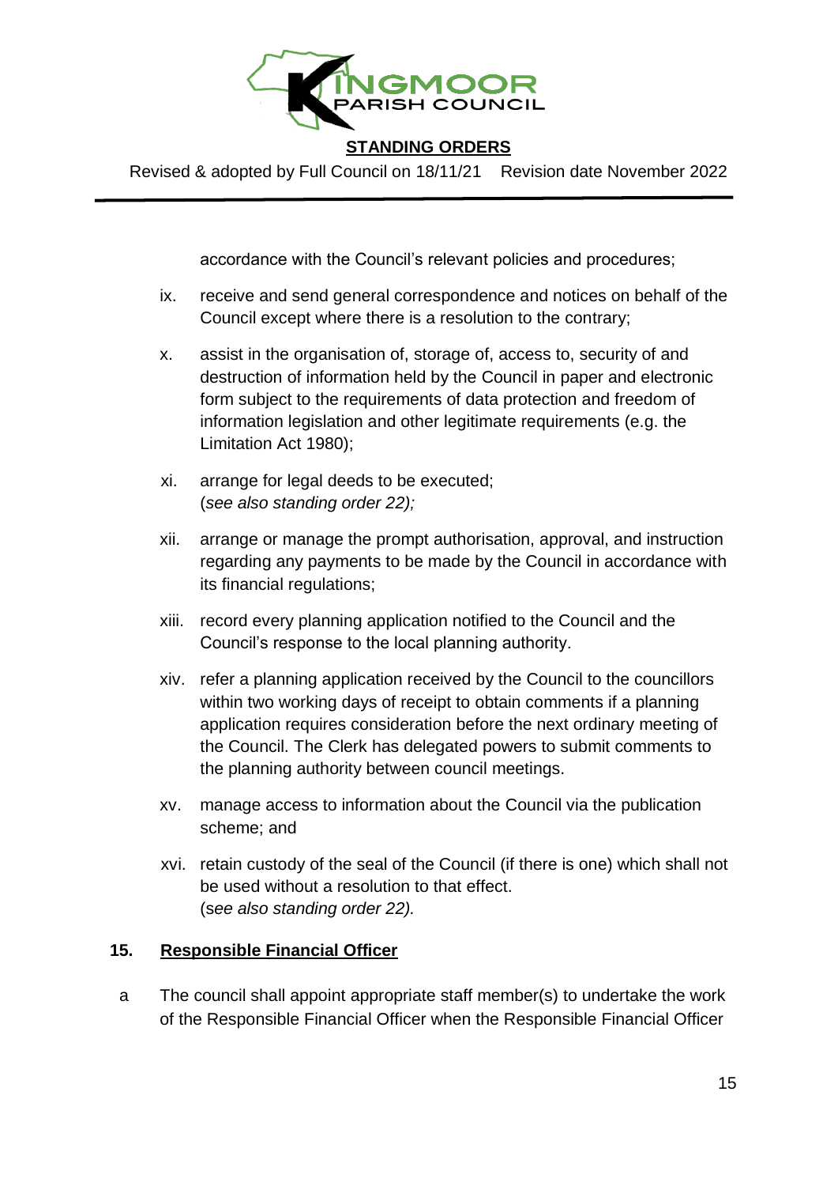accordance with the Council's relevant policies and procedures;

ix. receive and send general correspondence and notices on behalf of the Council except where there is a resolution to the contrary;

x. assist in the organisation of, storage of, access to, security of and destruction of information held by the Council in paper and electronic form subject to the requirements of data protection and freedom of information legislation and other legitimate requirements (e.g. the Limitation Act 1980);

xi. arrange for legal deeds to be executed;
(*see also standing order 22);*

xii. arrange or manage the prompt authorisation, approval, and instruction regarding any payments to be made by the Council in accordance with its financial regulations;

xiii. record every planning application notified to the Council and the Council's response to the local planning authority.

xiv. refer a planning application received by the Council to the councillors within two working days of receipt to obtain comments if a planning application requires consideration before the next ordinary meeting of the Council. The Clerk has delegated powers to submit comments to the planning authority between council meetings.

xv. manage access to information about the Council via the publication scheme; and

xvi. retain custody of the seal of the Council (if there is one) which shall not be used without a resolution to that effect.
(*see also standing order 22).*

## 15. Responsible Financial Officer

a The council shall appoint appropriate staff member(s) to undertake the work of the Responsible Financial Officer when the Responsible Financial Officer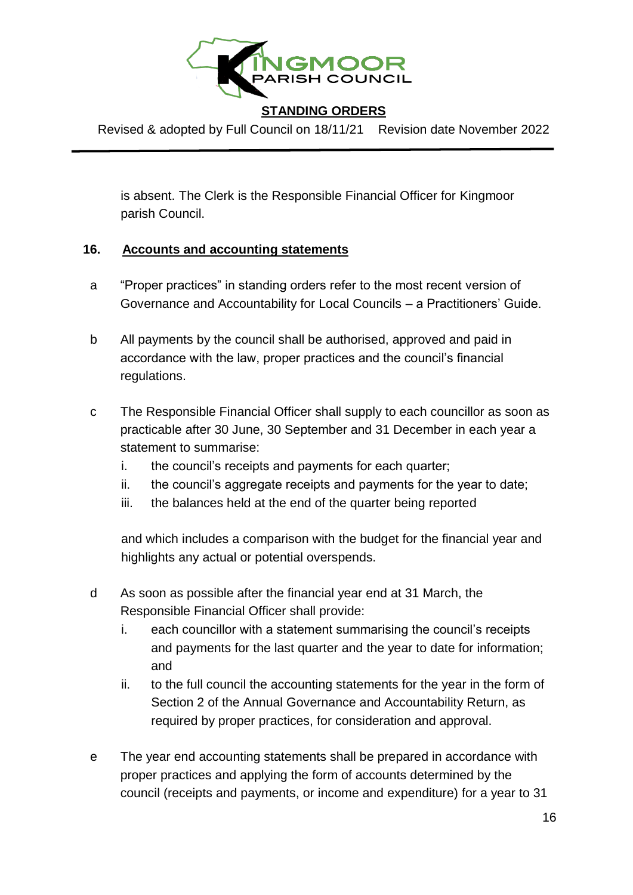is absent. The Clerk is the Responsible Financial Officer for Kingmoor parish Council.

## 16. Accounts and accounting statements

a "Proper practices" in standing orders refer to the most recent version of Governance and Accountability for Local Councils – a Practitioners' Guide.

b All payments by the council shall be authorised, approved and paid in accordance with the law, proper practices and the council's financial regulations.

c The Responsible Financial Officer shall supply to each councillor as soon as practicable after 30 June, 30 September and 31 December in each year a statement to summarise:

i. the council's receipts and payments for each quarter;
ii. the council's aggregate receipts and payments for the year to date;
iii. the balances held at the end of the quarter being reported

and which includes a comparison with the budget for the financial year and highlights any actual or potential overspends.

d As soon as possible after the financial year end at 31 March, the Responsible Financial Officer shall provide:

i. each councillor with a statement summarising the council's receipts and payments for the last quarter and the year to date for information; and
ii. to the full council the accounting statements for the year in the form of Section 2 of the Annual Governance and Accountability Return, as required by proper practices, for consideration and approval.

e The year end accounting statements shall be prepared in accordance with proper practices and applying the form of accounts determined by the council (receipts and payments, or income and expenditure) for a year to 31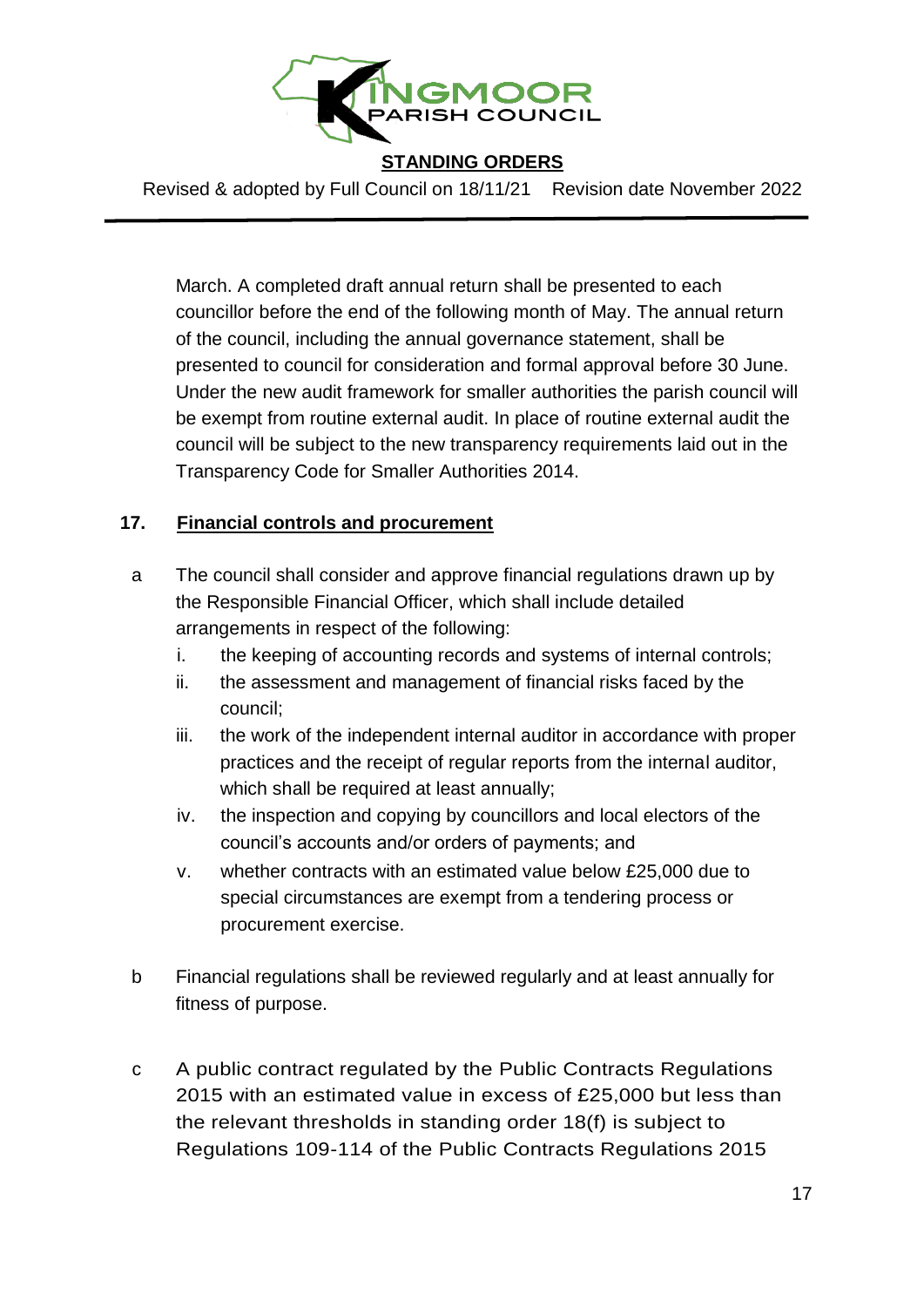March. A completed draft annual return shall be presented to each councillor before the end of the following month of May. The annual return of the council, including the annual governance statement, shall be presented to council for consideration and formal approval before 30 June. Under the new audit framework for smaller authorities the parish council will be exempt from routine external audit. In place of routine external audit the council will be subject to the new transparency requirements laid out in the Transparency Code for Smaller Authorities 2014.

## 17. Financial controls and procurement

a The council shall consider and approve financial regulations drawn up by the Responsible Financial Officer, which shall include detailed arrangements in respect of the following:

   i. the keeping of accounting records and systems of internal controls;
   ii. the assessment and management of financial risks faced by the council;
   iii. the work of the independent internal auditor in accordance with proper practices and the receipt of regular reports from the internal auditor, which shall be required at least annually;
   iv. the inspection and copying by councillors and local electors of the council's accounts and/or orders of payments; and
   v. whether contracts with an estimated value below £25,000 due to special circumstances are exempt from a tendering process or procurement exercise.

b Financial regulations shall be reviewed regularly and at least annually for fitness of purpose.

c A public contract regulated by the Public Contracts Regulations 2015 with an estimated value in excess of £25,000 but less than the relevant thresholds in standing order 18(f) is subject to Regulations 109-114 of the Public Contracts Regulations 2015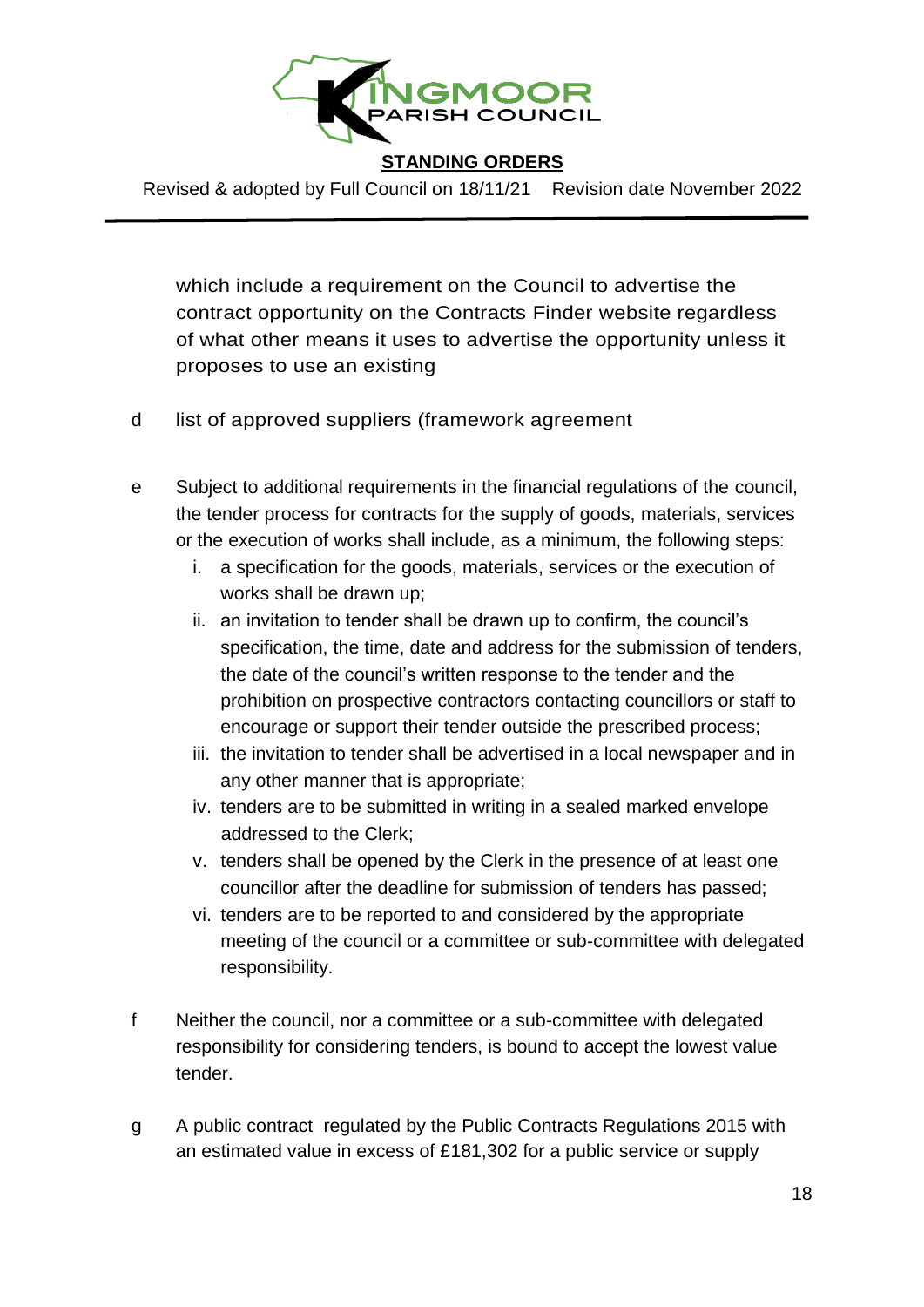which include a requirement on the Council to advertise the contract opportunity on the Contracts Finder website regardless of what other means it uses to advertise the opportunity unless it proposes to use an existing

d list of approved suppliers (framework agreement

e Subject to additional requirements in the financial regulations of the council, the tender process for contracts for the supply of goods, materials, services or the execution of works shall include, as a minimum, the following steps:

   i. a specification for the goods, materials, services or the execution of works shall be drawn up;
   ii. an invitation to tender shall be drawn up to confirm, the council's specification, the time, date and address for the submission of tenders, the date of the council's written response to the tender and the prohibition on prospective contractors contacting councillors or staff to encourage or support their tender outside the prescribed process;
   iii. the invitation to tender shall be advertised in a local newspaper and in any other manner that is appropriate;
   iv. tenders are to be submitted in writing in a sealed marked envelope addressed to the Clerk;
   v. tenders shall be opened by the Clerk in the presence of at least one councillor after the deadline for submission of tenders has passed;
   vi. tenders are to be reported to and considered by the appropriate meeting of the council or a committee or sub-committee with delegated responsibility.

f Neither the council, nor a committee or a sub-committee with delegated responsibility for considering tenders, is bound to accept the lowest value tender.

g A public contract regulated by the Public Contracts Regulations 2015 with an estimated value in excess of £181,302 for a public service or supply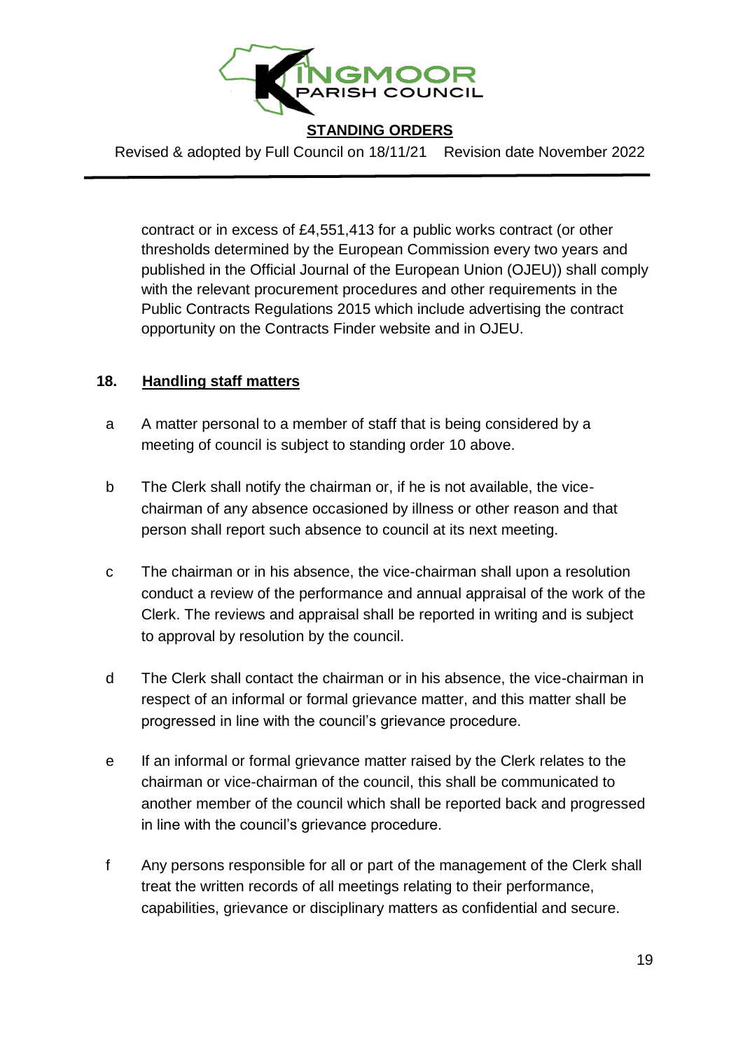contract or in excess of £4,551,413 for a public works contract (or other thresholds determined by the European Commission every two years and published in the Official Journal of the European Union (OJEU)) shall comply with the relevant procurement procedures and other requirements in the Public Contracts Regulations 2015 which include advertising the contract opportunity on the Contracts Finder website and in OJEU.

## 18. Handling staff matters

a. A matter personal to a member of staff that is being considered by a meeting of council is subject to standing order 10 above.

b. The Clerk shall notify the chairman or, if he is not available, the vice-chairman of any absence occasioned by illness or other reason and that person shall report such absence to council at its next meeting.

c. The chairman or in his absence, the vice-chairman shall upon a resolution conduct a review of the performance and annual appraisal of the work of the Clerk. The reviews and appraisal shall be reported in writing and is subject to approval by resolution by the council.

d. The Clerk shall contact the chairman or in his absence, the vice-chairman in respect of an informal or formal grievance matter, and this matter shall be progressed in line with the council's grievance procedure.

e. If an informal or formal grievance matter raised by the Clerk relates to the chairman or vice-chairman of the council, this shall be communicated to another member of the council which shall be reported back and progressed in line with the council's grievance procedure.

f. Any persons responsible for all or part of the management of the Clerk shall treat the written records of all meetings relating to their performance, capabilities, grievance or disciplinary matters as confidential and secure.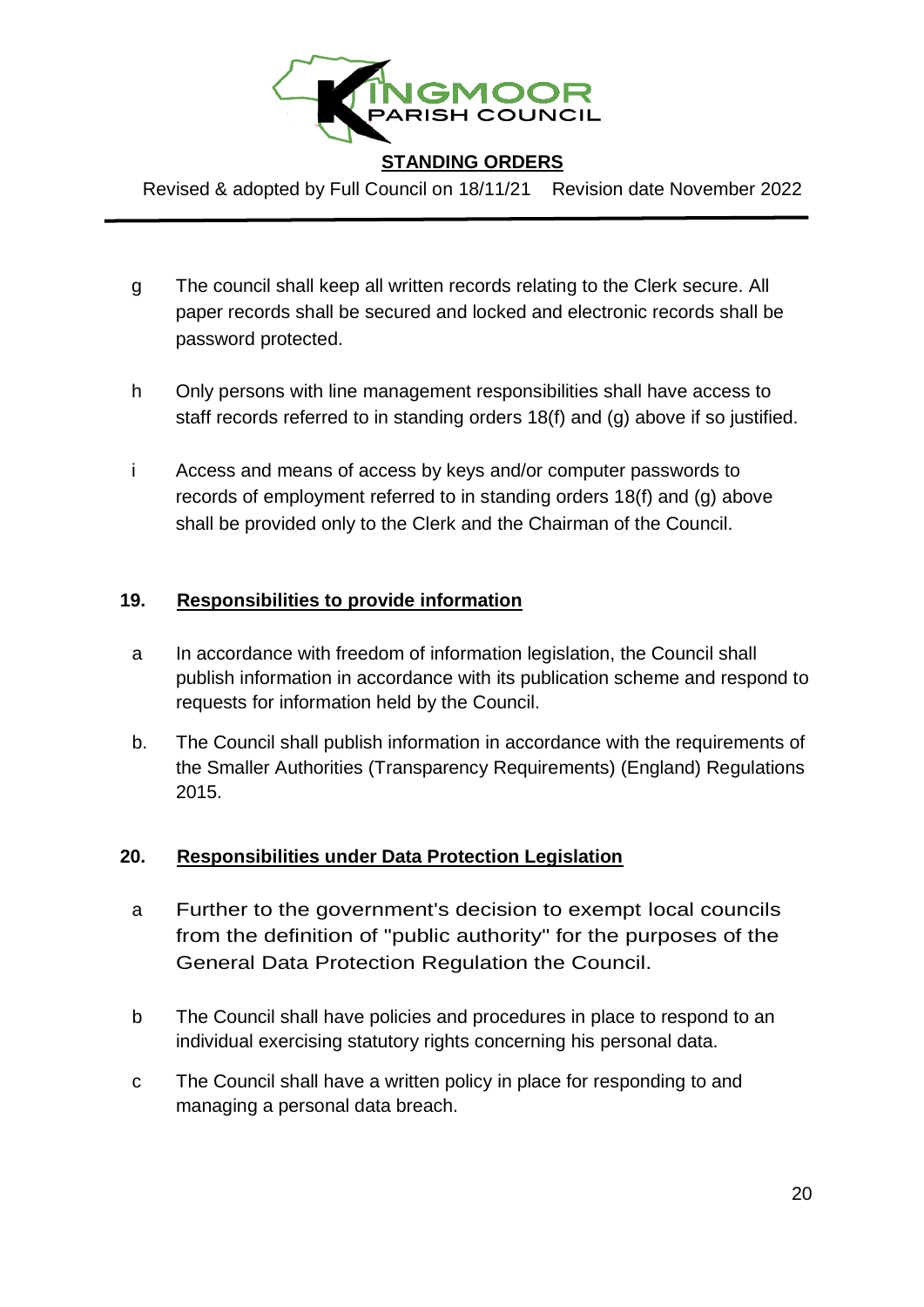g The council shall keep all written records relating to the Clerk secure. All paper records shall be secured and locked and electronic records shall be password protected.

h Only persons with line management responsibilities shall have access to staff records referred to in standing orders 18(f) and (g) above if so justified.

i Access and means of access by keys and/or computer passwords to records of employment referred to in standing orders 18(f) and (g) above shall be provided only to the Clerk and the Chairman of the Council.

## 19. Responsibilities to provide information

a In accordance with freedom of information legislation, the Council shall publish information in accordance with its publication scheme and respond to requests for information held by the Council.

b. The Council shall publish information in accordance with the requirements of the Smaller Authorities (Transparency Requirements) (England) Regulations 2015.

## 20. Responsibilities under Data Protection Legislation

a Further to the government's decision to exempt local councils from the definition of "public authority" for the purposes of the General Data Protection Regulation the Council.

b The Council shall have policies and procedures in place to respond to an individual exercising statutory rights concerning his personal data.

c The Council shall have a written policy in place for responding to and managing a personal data breach.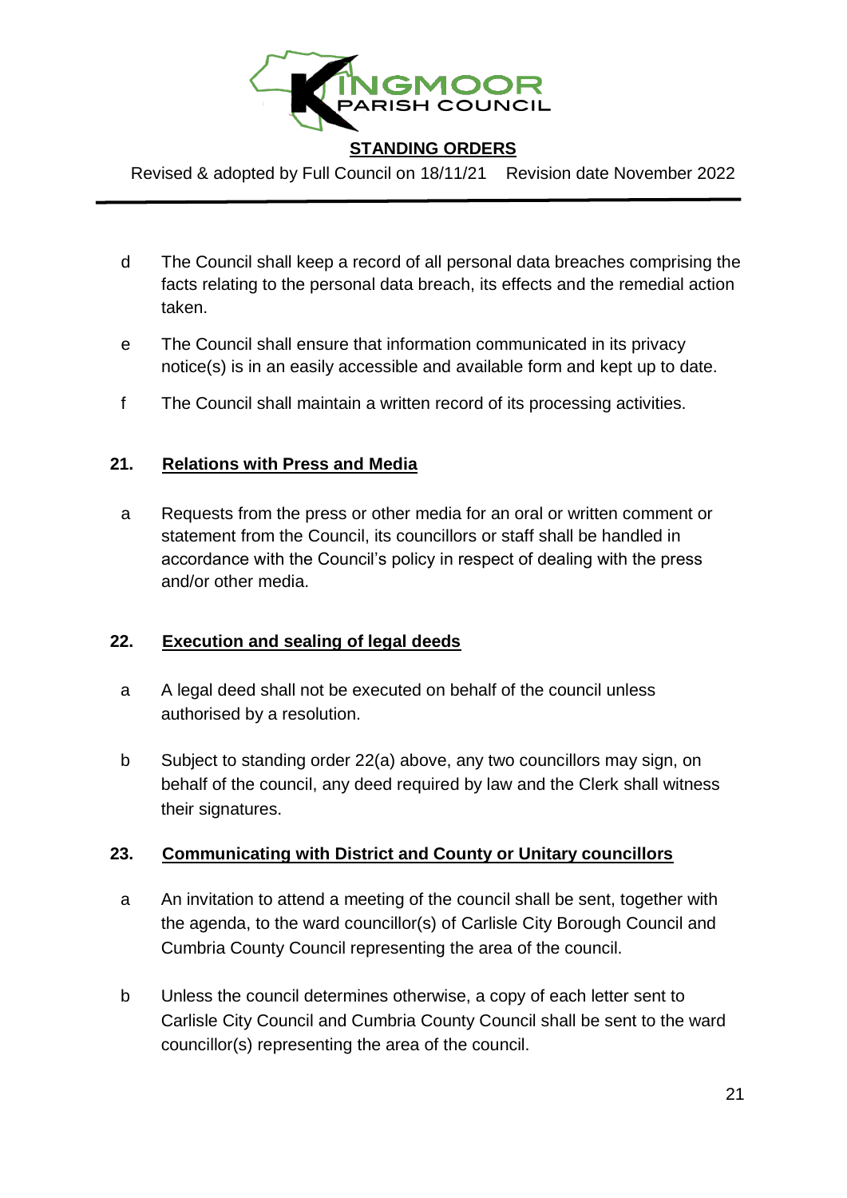- d The Council shall keep a record of all personal data breaches comprising the facts relating to the personal data breach, its effects and the remedial action taken.
- e The Council shall ensure that information communicated in its privacy notice(s) is in an easily accessible and available form and kept up to date.
- f The Council shall maintain a written record of its processing activities.

## 21. Relations with Press and Media

- a Requests from the press or other media for an oral or written comment or statement from the Council, its councillors or staff shall be handled in accordance with the Council's policy in respect of dealing with the press and/or other media.

## 22. Execution and sealing of legal deeds

- a A legal deed shall not be executed on behalf of the council unless authorised by a resolution.
- b Subject to standing order 22(a) above, any two councillors may sign, on behalf of the council, any deed required by law and the Clerk shall witness their signatures.

## 23. Communicating with District and County or Unitary councillors

- a An invitation to attend a meeting of the council shall be sent, together with the agenda, to the ward councillor(s) of Carlisle City Borough Council and Cumbria County Council representing the area of the council.
- b Unless the council determines otherwise, a copy of each letter sent to Carlisle City Council and Cumbria County Council shall be sent to the ward councillor(s) representing the area of the council.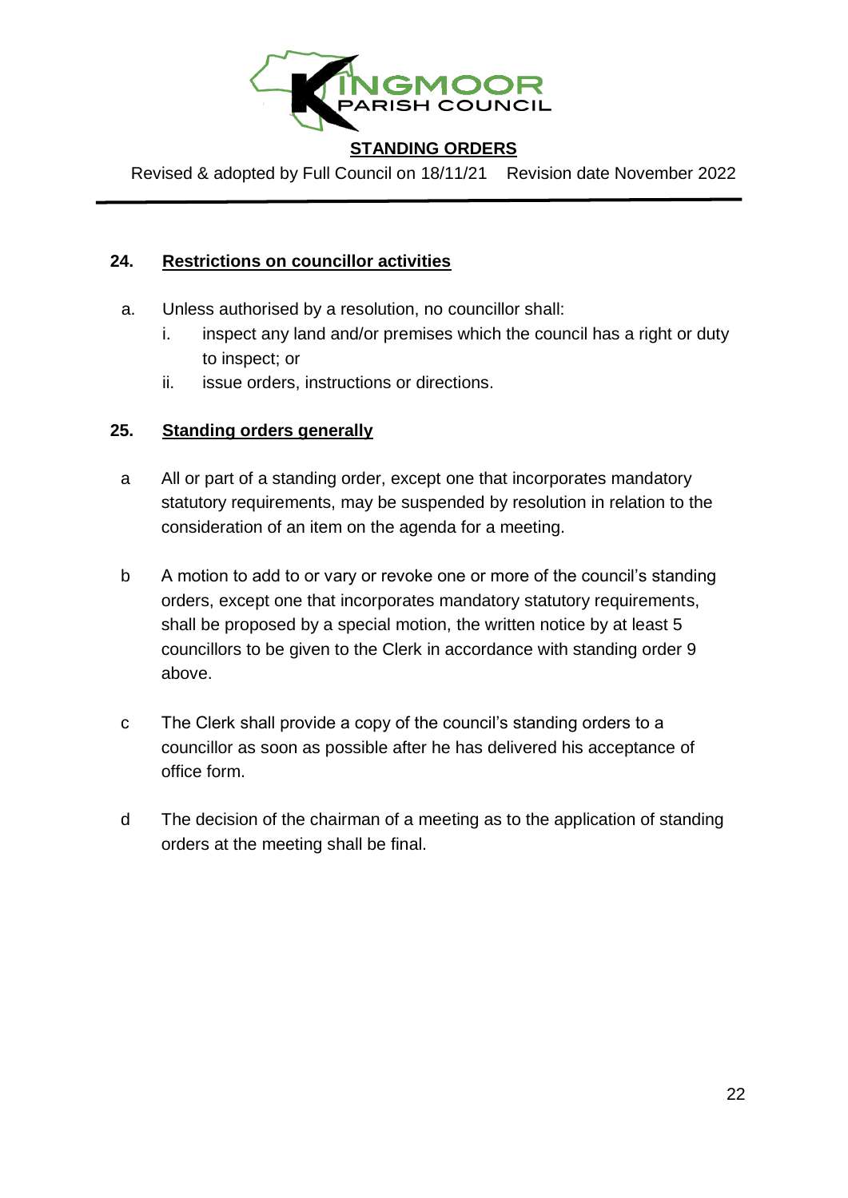## 24. Restrictions on councillor activities

a. Unless authorised by a resolution, no councillor shall:
   - i. inspect any land and/or premises which the council has a right or duty to inspect; or
   - ii. issue orders, instructions or directions.

## 25. Standing orders generally

a All or part of a standing order, except one that incorporates mandatory statutory requirements, may be suspended by resolution in relation to the consideration of an item on the agenda for a meeting.

b A motion to add to or vary or revoke one or more of the council's standing orders, except one that incorporates mandatory statutory requirements, shall be proposed by a special motion, the written notice by at least 5 councillors to be given to the Clerk in accordance with standing order 9 above.

c The Clerk shall provide a copy of the council's standing orders to a councillor as soon as possible after he has delivered his acceptance of office form.

d The decision of the chairman of a meeting as to the application of standing orders at the meeting shall be final.